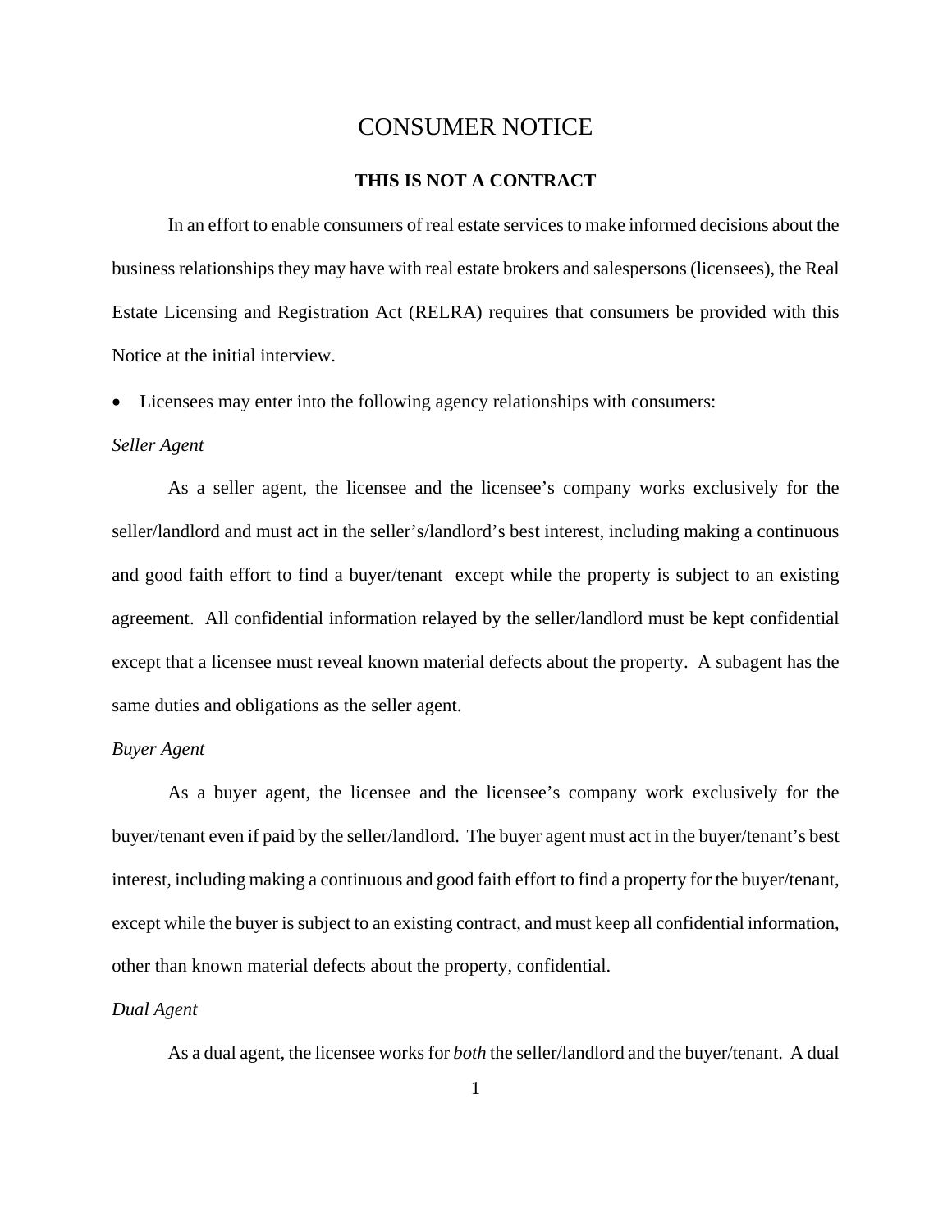# CONSUMER NOTICE

**THIS IS NOT A CONTRACT**

In an effort to enable consumers of real estate services to make informed decisions about the business relationships they may have with real estate brokers and salespersons (licensees), the Real Estate Licensing and Registration Act (RELRA) requires that consumers be provided with this Notice at the initial interview.

- Licensees may enter into the following agency relationships with consumers:

*Seller Agent*

As a seller agent, the licensee and the licensee's company works exclusively for the seller/landlord and must act in the seller's/landlord's best interest, including making a continuous and good faith effort to find a buyer/tenant except while the property is subject to an existing agreement. All confidential information relayed by the seller/landlord must be kept confidential except that a licensee must reveal known material defects about the property. A subagent has the same duties and obligations as the seller agent.

*Buyer Agent*

As a buyer agent, the licensee and the licensee's company work exclusively for the buyer/tenant even if paid by the seller/landlord. The buyer agent must act in the buyer/tenant's best interest, including making a continuous and good faith effort to find a property for the buyer/tenant, except while the buyer is subject to an existing contract, and must keep all confidential information, other than known material defects about the property, confidential.

*Dual Agent*

As a dual agent, the licensee works for *both* the seller/landlord and the buyer/tenant. A dual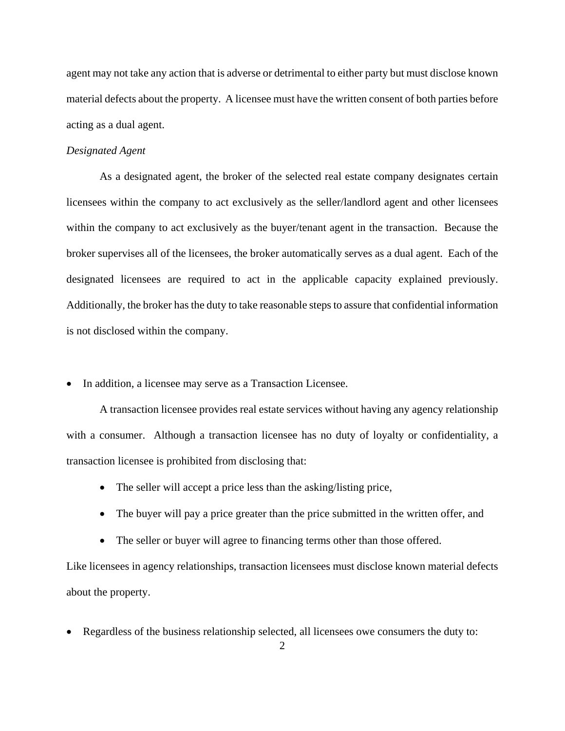agent may not take any action that is adverse or detrimental to either party but must disclose known material defects about the property. A licensee must have the written consent of both parties before acting as a dual agent.

*Designated Agent*

As a designated agent, the broker of the selected real estate company designates certain licensees within the company to act exclusively as the seller/landlord agent and other licensees within the company to act exclusively as the buyer/tenant agent in the transaction. Because the broker supervises all of the licensees, the broker automatically serves as a dual agent. Each of the designated licensees are required to act in the applicable capacity explained previously. Additionally, the broker has the duty to take reasonable steps to assure that confidential information is not disclosed within the company.

- In addition, a licensee may serve as a Transaction Licensee.

A transaction licensee provides real estate services without having any agency relationship with a consumer. Although a transaction licensee has no duty of loyalty or confidentiality, a transaction licensee is prohibited from disclosing that:

- The seller will accept a price less than the asking/listing price,
- The buyer will pay a price greater than the price submitted in the written offer, and
- The seller or buyer will agree to financing terms other than those offered.

Like licensees in agency relationships, transaction licensees must disclose known material defects about the property.

- Regardless of the business relationship selected, all licensees owe consumers the duty to: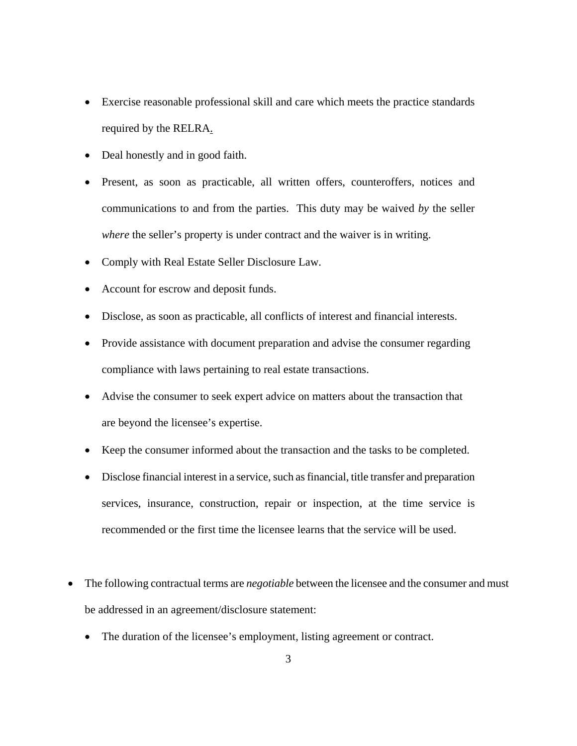- Exercise reasonable professional skill and care which meets the practice standards required by the RELRA.
- Deal honestly and in good faith.
- Present, as soon as practicable, all written offers, counteroffers, notices and communications to and from the parties. This duty may be waived *by* the seller *where* the seller's property is under contract and the waiver is in writing.
- Comply with Real Estate Seller Disclosure Law.
- Account for escrow and deposit funds.
- Disclose, as soon as practicable, all conflicts of interest and financial interests.
- Provide assistance with document preparation and advise the consumer regarding compliance with laws pertaining to real estate transactions.
- Advise the consumer to seek expert advice on matters about the transaction that are beyond the licensee's expertise.
- Keep the consumer informed about the transaction and the tasks to be completed.
- Disclose financial interest in a service, such as financial, title transfer and preparation services, insurance, construction, repair or inspection, at the time service is recommended or the first time the licensee learns that the service will be used.

- The following contractual terms are *negotiable* between the licensee and the consumer and must be addressed in an agreement/disclosure statement:
  - The duration of the licensee's employment, listing agreement or contract.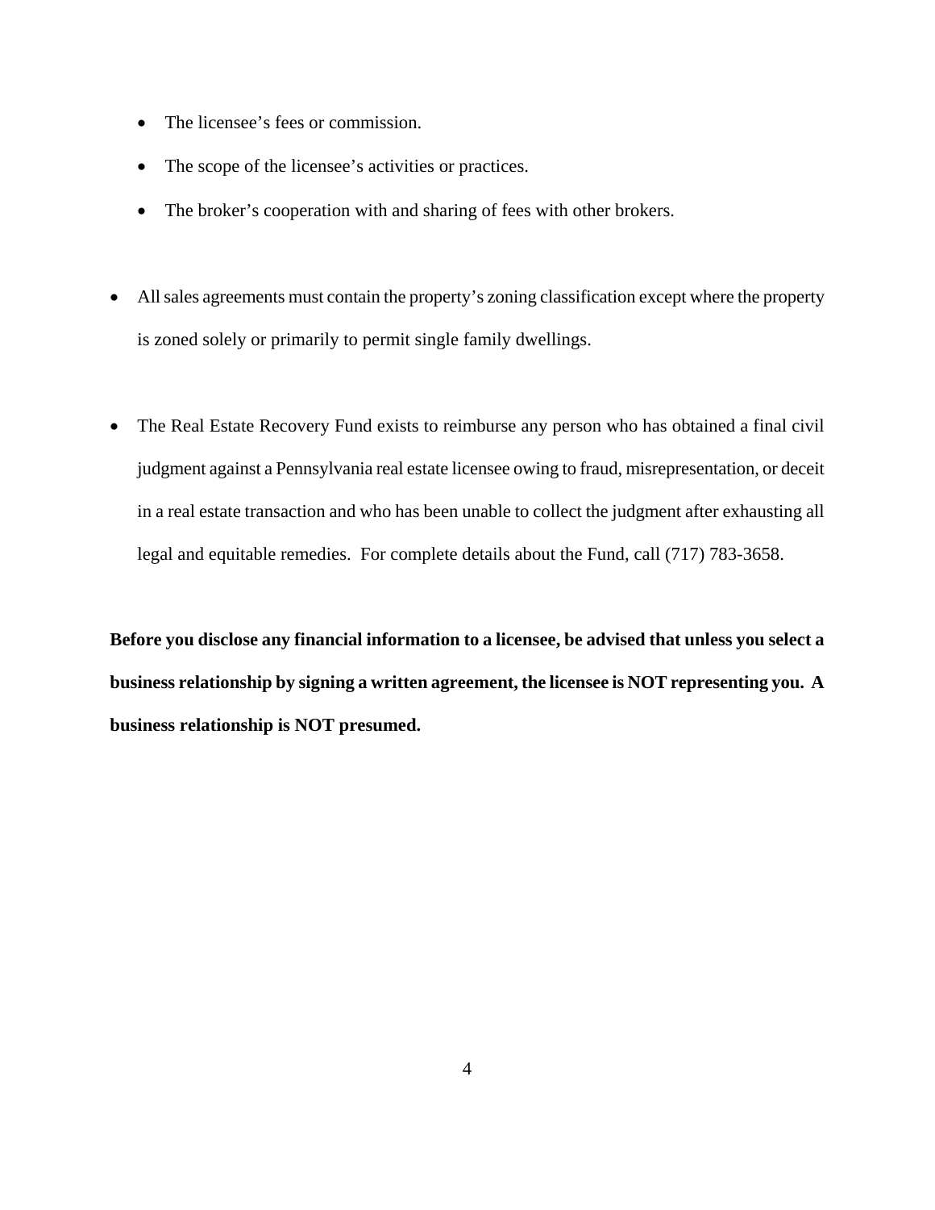- The licensee's fees or commission.
  - The scope of the licensee's activities or practices.
  - The broker's cooperation with and sharing of fees with other brokers.

- All sales agreements must contain the property's zoning classification except where the property is zoned solely or primarily to permit single family dwellings.

- The Real Estate Recovery Fund exists to reimburse any person who has obtained a final civil judgment against a Pennsylvania real estate licensee owing to fraud, misrepresentation, or deceit in a real estate transaction and who has been unable to collect the judgment after exhausting all legal and equitable remedies. For complete details about the Fund, call (717) 783-3658.

**Before you disclose any financial information to a licensee, be advised that unless you select a business relationship by signing a written agreement, the licensee is NOT representing you. A business relationship is NOT presumed.**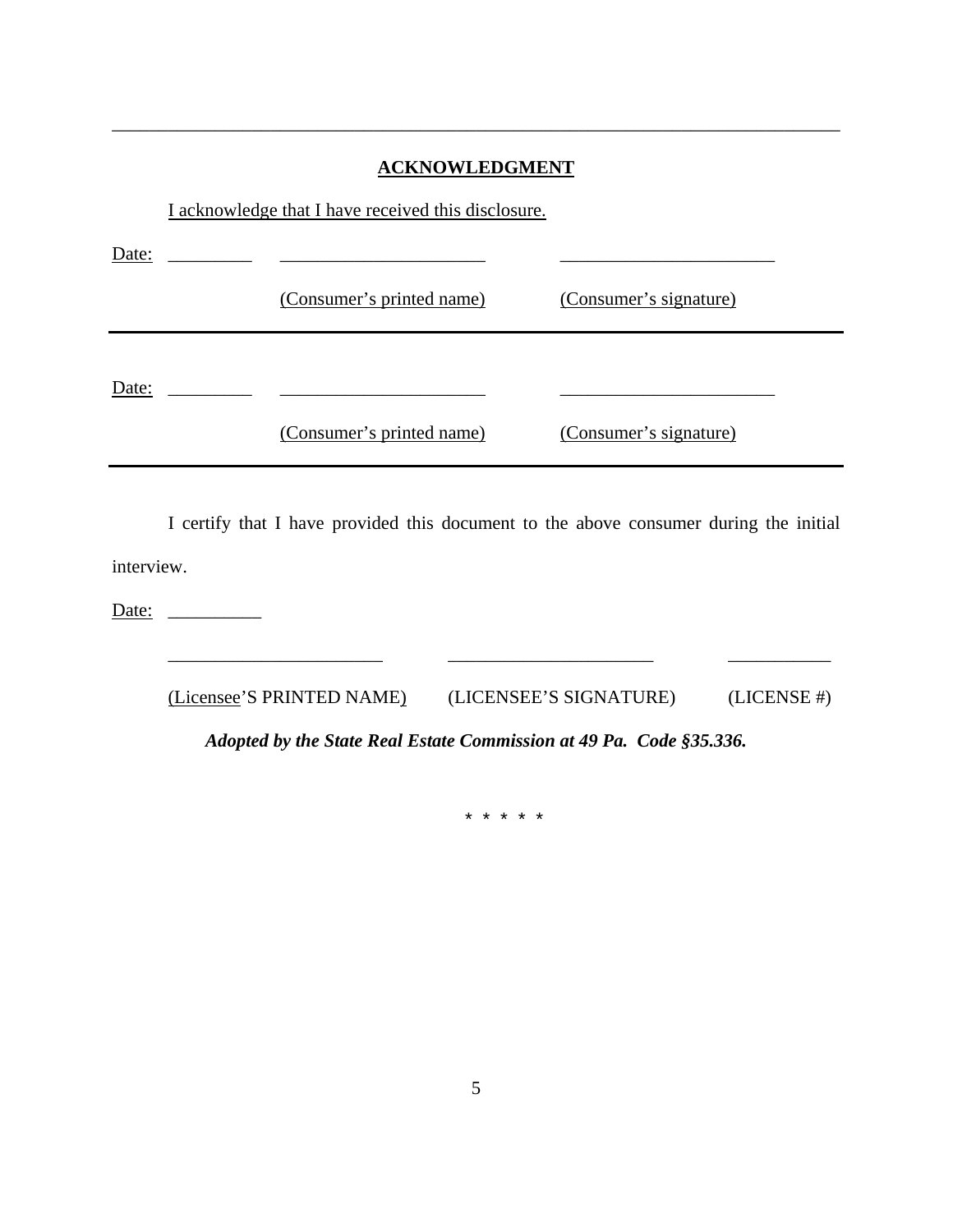---

**ACKNOWLEDGMENT**

I acknowledge that I have received this disclosure.

Date: _________ ______________________ _______________________

(Consumer's printed name) (Consumer's signature)

---

Date: _________ ______________________ _______________________

(Consumer's printed name) (Consumer's signature)

---

I certify that I have provided this document to the above consumer during the initial interview.

Date: __________

_______________________ ______________________ ___________

(Licensee'S PRINTED NAME) (LICENSEE'S SIGNATURE) (LICENSE #)

***Adopted by the State Real Estate Commission at 49 Pa. Code §35.336.***

* * * * *